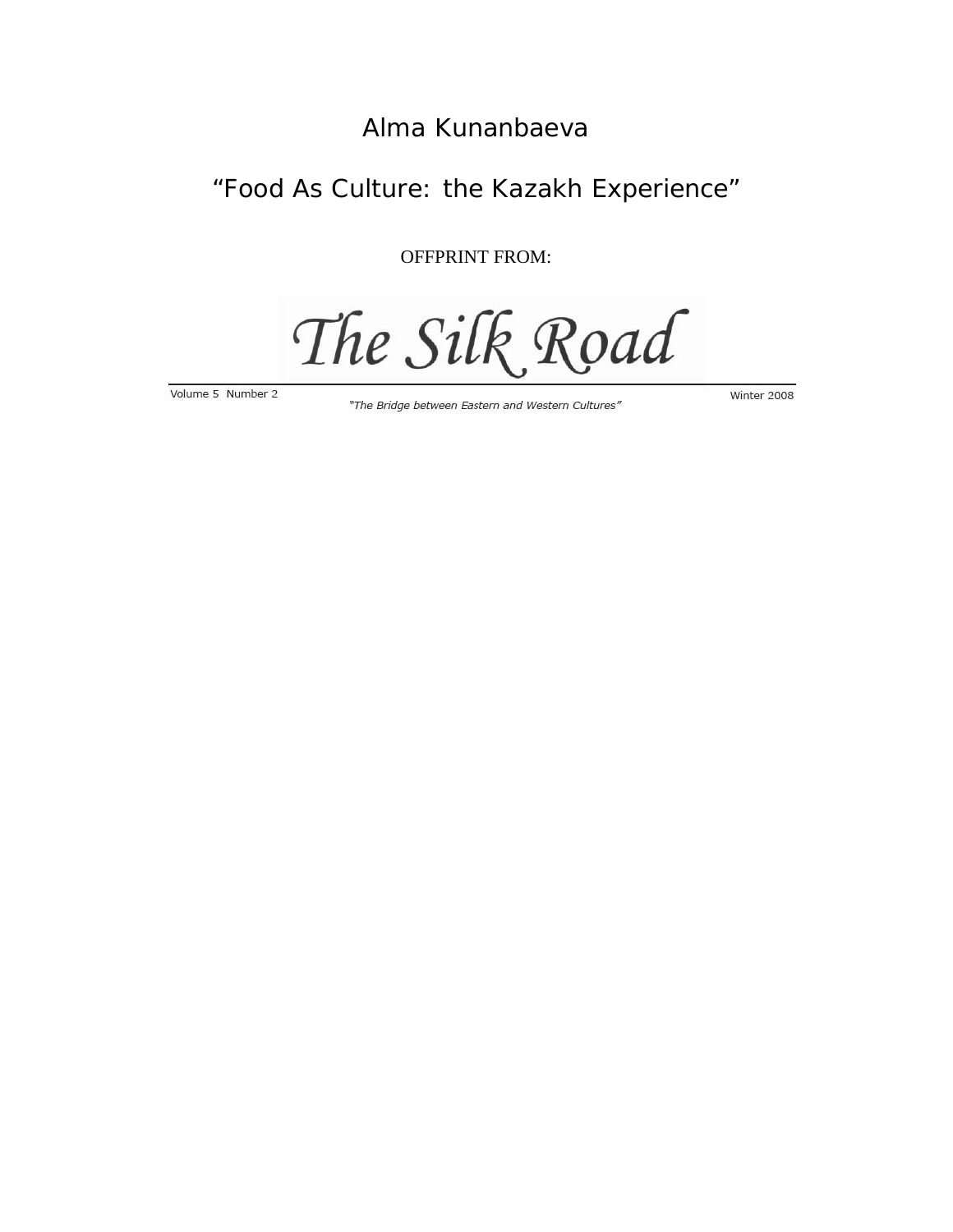Alma Kunanbaeva

# "Food As Culture: the Kazakh Experience"

OFFPRINT FROM:

# The Silk Road

Volume 5 Number 2

*"The Bridge between Eastern and Western Cultures"*

Winter 2008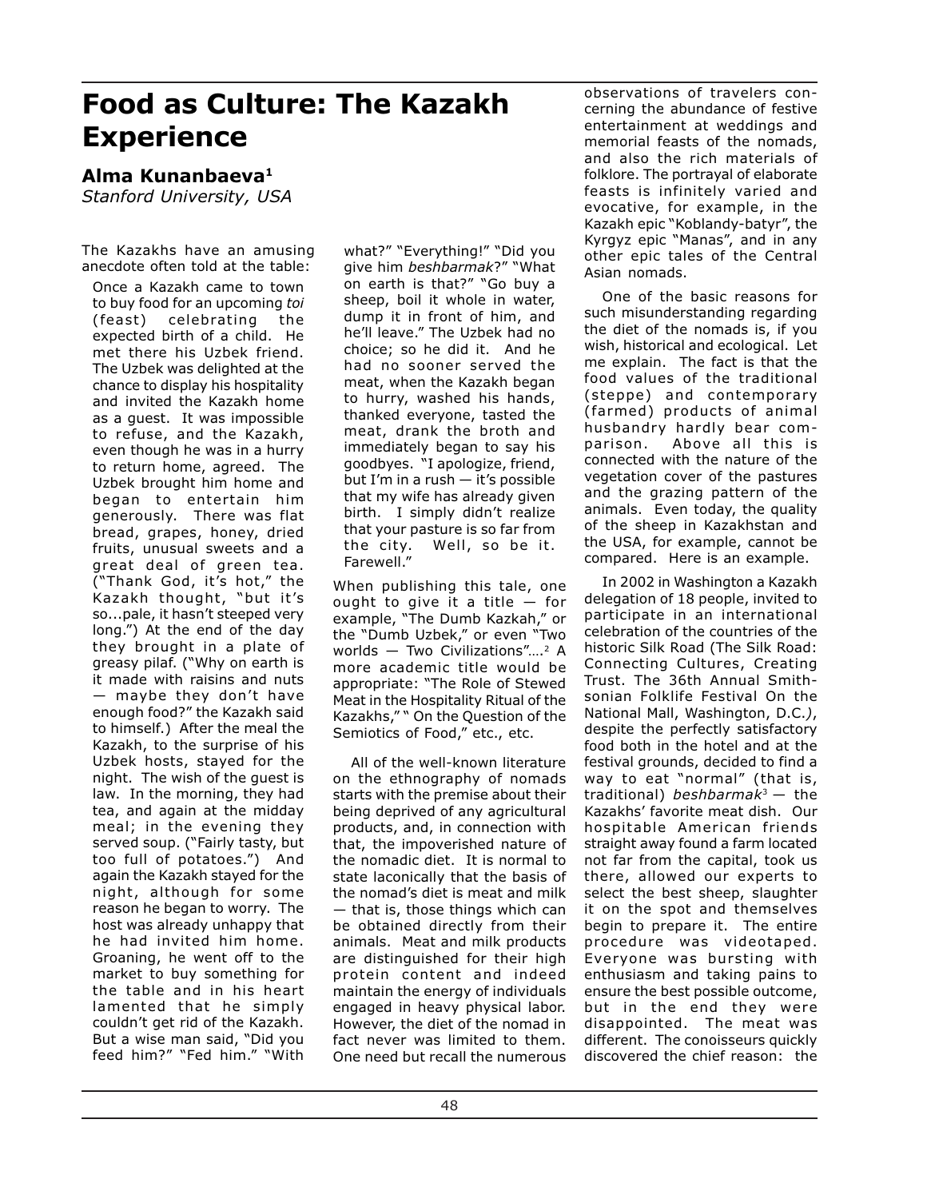# Food as Culture: The Kazakh Experience

## Alma Kunanbaeva[1]

*Stanford University, USA*

The Kazakhs have an amusing anecdote often told at the table:

> Once a Kazakh came to town to buy food for an upcoming *toi* (feast) celebrating the expected birth of a child. He met there his Uzbek friend. The Uzbek was delighted at the chance to display his hospitality and invited the Kazakh home as a guest. It was impossible to refuse, and the Kazakh, even though he was in a hurry to return home, agreed. The Uzbek brought him home and began to entertain him generously. There was flat bread, grapes, honey, dried fruits, unusual sweets and a great deal of green tea. ("Thank God, it's hot," the Kazakh thought, "but it's so...pale, it hasn't steeped very long.") At the end of the day they brought in a plate of greasy pilaf. ("Why on earth is it made with raisins and nuts — maybe they don't have enough food?" the Kazakh said to himself.) After the meal the Kazakh, to the surprise of his Uzbek hosts, stayed for the night. The wish of the guest is law. In the morning, they had tea, and again at the midday meal; in the evening they served soup. ("Fairly tasty, but too full of potatoes.") And again the Kazakh stayed for the night, although for some reason he began to worry. The host was already unhappy that he had invited him home. Groaning, he went off to the market to buy something for the table and in his heart lamented that he simply couldn't get rid of the Kazakh. But a wise man said, "Did you feed him?" "Fed him." "With what?" "Everything!" "Did you give him *beshbarmak*?" "What on earth is that?" "Go buy a sheep, boil it whole in water, dump it in front of him, and he'll leave." The Uzbek had no choice; so he did it. And he had no sooner served the meat, when the Kazakh began to hurry, washed his hands, thanked everyone, tasted the meat, drank the broth and immediately began to say his goodbyes. "I apologize, friend, but I'm in a rush — it's possible that my wife has already given birth. I simply didn't realize that your pasture is so far from the city. Well, so be it. Farewell."

When publishing this tale, one ought to give it a title — for example, "The Dumb Kazkah," or the "Dumb Uzbek," or even "Two worlds — Two Civilizations"….[2] A more academic title would be appropriate: "The Role of Stewed Meat in the Hospitality Ritual of the Kazakhs," " On the Question of the Semiotics of Food," etc., etc.

All of the well-known literature on the ethnography of nomads starts with the premise about their being deprived of any agricultural products, and, in connection with that, the impoverished nature of the nomadic diet. It is normal to state laconically that the basis of the nomad's diet is meat and milk — that is, those things which can be obtained directly from their animals. Meat and milk products are distinguished for their high protein content and indeed maintain the energy of individuals engaged in heavy physical labor. However, the diet of the nomad in fact never was limited to them. One need but recall the numerous observations of travelers concerning the abundance of festive entertainment at weddings and memorial feasts of the nomads, and also the rich materials of folklore. The portrayal of elaborate feasts is infinitely varied and evocative, for example, in the Kazakh epic "Koblandy-batyr", the Kyrgyz epic "Manas", and in any other epic tales of the Central Asian nomads.

One of the basic reasons for such misunderstanding regarding the diet of the nomads is, if you wish, historical and ecological. Let me explain. The fact is that the food values of the traditional (steppe) and contemporary (farmed) products of animal husbandry hardly bear comparison. Above all this is connected with the nature of the vegetation cover of the pastures and the grazing pattern of the animals. Even today, the quality of the sheep in Kazakhstan and the USA, for example, cannot be compared. Here is an example.

In 2002 in Washington a Kazakh delegation of 18 people, invited to participate in an international celebration of the countries of the historic Silk Road (The Silk Road: Connecting Cultures, Creating Trust. The 36th Annual Smithsonian Folklife Festival On the National Mall, Washington, D.C.*)*, despite the perfectly satisfactory food both in the hotel and at the festival grounds, decided to find a way to eat "normal" (that is, traditional) *beshbarmak*[3] — the Kazakhs' favorite meat dish. Our hospitable American friends straight away found a farm located not far from the capital, took us there, allowed our experts to select the best sheep, slaughter it on the spot and themselves begin to prepare it. The entire procedure was videotaped. Everyone was bursting with enthusiasm and taking pains to ensure the best possible outcome, but in the end they were disappointed. The meat was different. The conoisseurs quickly discovered the chief reason: the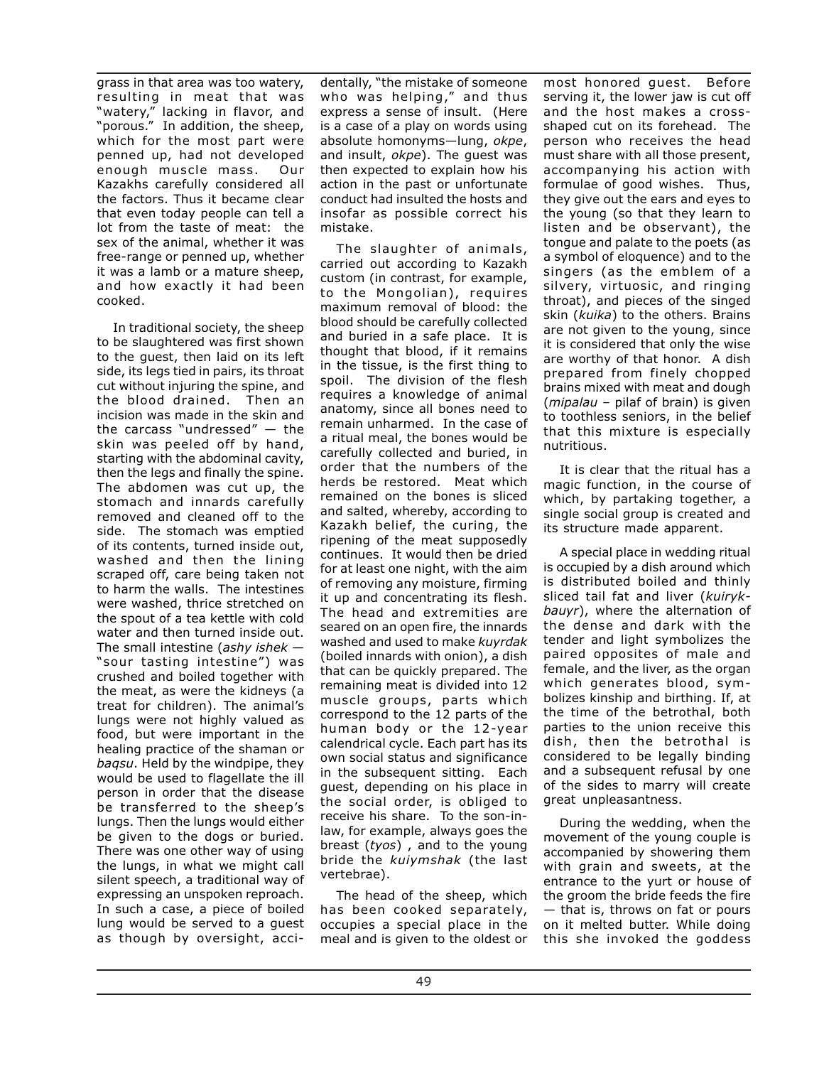grass in that area was too watery, resulting in meat that was "watery," lacking in flavor, and "porous." In addition, the sheep, which for the most part were penned up, had not developed enough muscle mass. Our Kazakhs carefully considered all the factors. Thus it became clear that even today people can tell a lot from the taste of meat: the sex of the animal, whether it was free-range or penned up, whether it was a lamb or a mature sheep, and how exactly it had been cooked.

In traditional society, the sheep to be slaughtered was first shown to the guest, then laid on its left side, its legs tied in pairs, its throat cut without injuring the spine, and the blood drained. Then an incision was made in the skin and the carcass "undressed" — the skin was peeled off by hand, starting with the abdominal cavity, then the legs and finally the spine. The abdomen was cut up, the stomach and innards carefully removed and cleaned off to the side. The stomach was emptied of its contents, turned inside out, washed and then the lining scraped off, care being taken not to harm the walls. The intestines were washed, thrice stretched on the spout of a tea kettle with cold water and then turned inside out. The small intestine (*ashy ishek* — "sour tasting intestine") was crushed and boiled together with the meat, as were the kidneys (a treat for children). The animal's lungs were not highly valued as food, but were important in the healing practice of the shaman or *baqsu*. Held by the windpipe, they would be used to flagellate the ill person in order that the disease be transferred to the sheep's lungs. Then the lungs would either be given to the dogs or buried. There was one other way of using the lungs, in what we might call silent speech, a traditional way of expressing an unspoken reproach. In such a case, a piece of boiled lung would be served to a guest as though by oversight, accidentally, "the mistake of someone who was helping," and thus express a sense of insult. (Here is a case of a play on words using absolute homonyms—lung, *okpe*, and insult, *okpe*). The guest was then expected to explain how his action in the past or unfortunate conduct had insulted the hosts and insofar as possible correct his mistake.

The slaughter of animals, carried out according to Kazakh custom (in contrast, for example, to the Mongolian), requires maximum removal of blood: the blood should be carefully collected and buried in a safe place. It is thought that blood, if it remains in the tissue, is the first thing to spoil. The division of the flesh requires a knowledge of animal anatomy, since all bones need to remain unharmed. In the case of a ritual meal, the bones would be carefully collected and buried, in order that the numbers of the herds be restored. Meat which remained on the bones is sliced and salted, whereby, according to Kazakh belief, the curing, the ripening of the meat supposedly continues. It would then be dried for at least one night, with the aim of removing any moisture, firming it up and concentrating its flesh. The head and extremities are seared on an open fire, the innards washed and used to make *kuyrdak* (boiled innards with onion), a dish that can be quickly prepared. The remaining meat is divided into 12 muscle groups, parts which correspond to the 12 parts of the human body or the 12-year calendrical cycle. Each part has its own social status and significance in the subsequent sitting. Each guest, depending on his place in the social order, is obliged to receive his share. To the son-in-law, for example, always goes the breast (*tyos*) , and to the young bride the *kuiymshak* (the last vertebrae).

The head of the sheep, which has been cooked separately, occupies a special place in the meal and is given to the oldest or most honored guest. Before serving it, the lower jaw is cut off and the host makes a cross-shaped cut on its forehead. The person who receives the head must share with all those present, accompanying his action with formulae of good wishes. Thus, they give out the ears and eyes to the young (so that they learn to listen and be observant), the tongue and palate to the poets (as a symbol of eloquence) and to the singers (as the emblem of a silvery, virtuosic, and ringing throat), and pieces of the singed skin (*kuika*) to the others. Brains are not given to the young, since it is considered that only the wise are worthy of that honor. A dish prepared from finely chopped brains mixed with meat and dough (*mipalau* – pilaf of brain) is given to toothless seniors, in the belief that this mixture is especially nutritious.

It is clear that the ritual has a magic function, in the course of which, by partaking together, a single social group is created and its structure made apparent.

A special place in wedding ritual is occupied by a dish around which is distributed boiled and thinly sliced tail fat and liver (*kuiryk-bauyr*), where the alternation of the dense and dark with the tender and light symbolizes the paired opposites of male and female, and the liver, as the organ which generates blood, symbolizes kinship and birthing. If, at the time of the betrothal, both parties to the union receive this dish, then the betrothal is considered to be legally binding and a subsequent refusal by one of the sides to marry will create great unpleasantness.

During the wedding, when the movement of the young couple is accompanied by showering them with grain and sweets, at the entrance to the yurt or house of the groom the bride feeds the fire — that is, throws on fat or pours on it melted butter. While doing this she invoked the goddess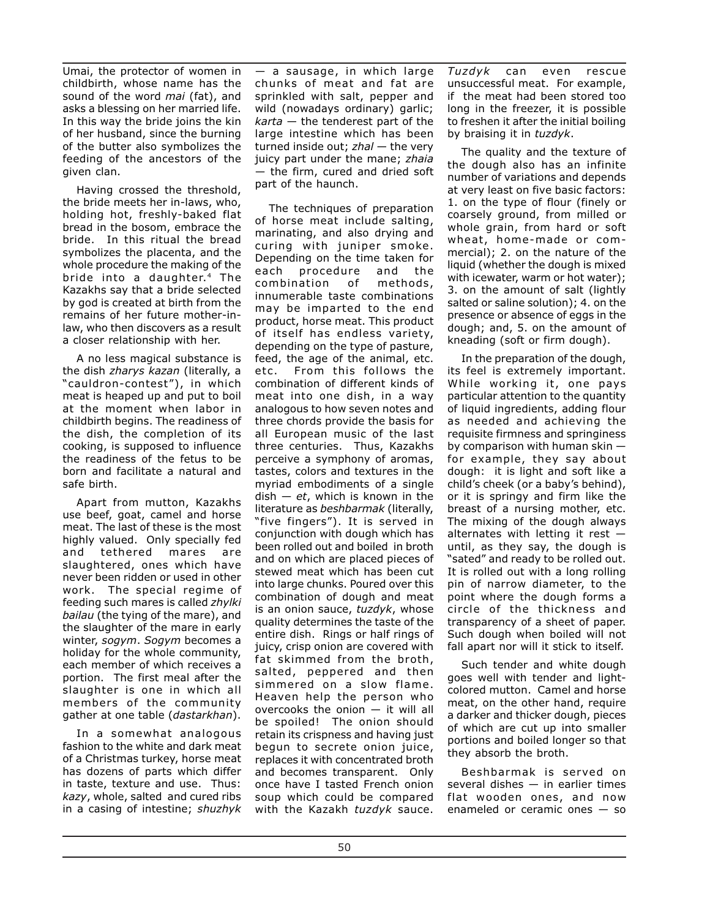Umai, the protector of women in childbirth, whose name has the sound of the word *mai* (fat), and asks a blessing on her married life. In this way the bride joins the kin of her husband, since the burning of the butter also symbolizes the feeding of the ancestors of the given clan.

Having crossed the threshold, the bride meets her in-laws, who, holding hot, freshly-baked flat bread in the bosom, embrace the bride. In this ritual the bread symbolizes the placenta, and the whole procedure the making of the bride into a daughter.[4] The Kazakhs say that a bride selected by god is created at birth from the remains of her future mother-in-law, who then discovers as a result a closer relationship with her.

A no less magical substance is the dish *zharys kazan* (literally, a "cauldron-contest"), in which meat is heaped up and put to boil at the moment when labor in childbirth begins. The readiness of the dish, the completion of its cooking, is supposed to influence the readiness of the fetus to be born and facilitate a natural and safe birth.

Apart from mutton, Kazakhs use beef, goat, camel and horse meat. The last of these is the most highly valued. Only specially fed and tethered mares are slaughtered, ones which have never been ridden or used in other work. The special regime of feeding such mares is called *zhylki bailau* (the tying of the mare), and the slaughter of the mare in early winter, *sogym*. *Sogym* becomes a holiday for the whole community, each member of which receives a portion. The first meal after the slaughter is one in which all members of the community gather at one table (*dastarkhan*).

In a somewhat analogous fashion to the white and dark meat of a Christmas turkey, horse meat has dozens of parts which differ in taste, texture and use. Thus: *kazy*, whole, salted and cured ribs in a casing of intestine; *shuzhyk* — a sausage, in which large chunks of meat and fat are sprinkled with salt, pepper and wild (nowadays ordinary) garlic; *karta* — the tenderest part of the large intestine which has been turned inside out; *zhal* — the very juicy part under the mane; *zhaia* — the firm, cured and dried soft part of the haunch.

The techniques of preparation of horse meat include salting, marinating, and also drying and curing with juniper smoke. Depending on the time taken for each procedure and the combination of methods, innumerable taste combinations may be imparted to the end product, horse meat. This product of itself has endless variety, depending on the type of pasture, feed, the age of the animal, etc. etc. From this follows the combination of different kinds of meat into one dish, in a way analogous to how seven notes and three chords provide the basis for all European music of the last three centuries. Thus, Kazakhs perceive a symphony of aromas, tastes, colors and textures in the myriad embodiments of a single dish — *et*, which is known in the literature as *beshbarmak* (literally, "five fingers"). It is served in conjunction with dough which has been rolled out and boiled in broth and on which are placed pieces of stewed meat which has been cut into large chunks. Poured over this combination of dough and meat is an onion sauce, *tuzdyk*, whose quality determines the taste of the entire dish. Rings or half rings of juicy, crisp onion are covered with fat skimmed from the broth, salted, peppered and then simmered on a slow flame. Heaven help the person who overcooks the onion — it will all be spoiled! The onion should retain its crispness and having just begun to secrete onion juice, replaces it with concentrated broth and becomes transparent. Only once have I tasted French onion soup which could be compared with the Kazakh *tuzdyk* sauce. *Tuzdyk* can even rescue unsuccessful meat. For example, if the meat had been stored too long in the freezer, it is possible to freshen it after the initial boiling by braising it in *tuzdyk*.

The quality and the texture of the dough also has an infinite number of variations and depends at very least on five basic factors: 1. on the type of flour (finely or coarsely ground, from milled or whole grain, from hard or soft wheat, home-made or commercial); 2. on the nature of the liquid (whether the dough is mixed with icewater, warm or hot water); 3. on the amount of salt (lightly salted or saline solution); 4. on the presence or absence of eggs in the dough; and, 5. on the amount of kneading (soft or firm dough).

In the preparation of the dough, its feel is extremely important. While working it, one pays particular attention to the quantity of liquid ingredients, adding flour as needed and achieving the requisite firmness and springiness by comparison with human skin — for example, they say about dough: it is light and soft like a child's cheek (or a baby's behind), or it is springy and firm like the breast of a nursing mother, etc. The mixing of the dough always alternates with letting it rest — until, as they say, the dough is "sated" and ready to be rolled out. It is rolled out with a long rolling pin of narrow diameter, to the point where the dough forms a circle of the thickness and transparency of a sheet of paper. Such dough when boiled will not fall apart nor will it stick to itself.

Such tender and white dough goes well with tender and light-colored mutton. Camel and horse meat, on the other hand, require a darker and thicker dough, pieces of which are cut up into smaller portions and boiled longer so that they absorb the broth.

Beshbarmak is served on several dishes — in earlier times flat wooden ones, and now enameled or ceramic ones — so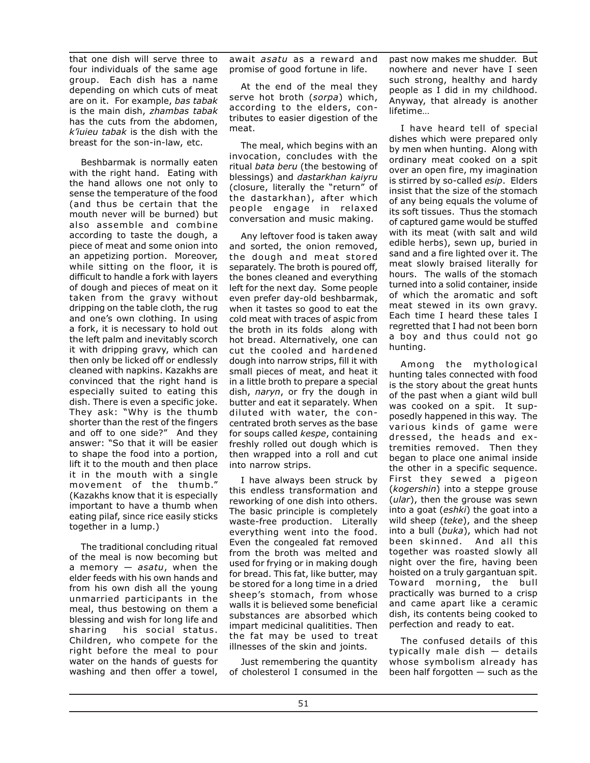that one dish will serve three to four individuals of the same age group. Each dish has a name depending on which cuts of meat are on it. For example, *bas tabak* is the main dish, *zhambas tabak* has the cuts from the abdomen, *k'iuieu tabak* is the dish with the breast for the son-in-law, etc.

Beshbarmak is normally eaten with the right hand. Eating with the hand allows one not only to sense the temperature of the food (and thus be certain that the mouth never will be burned) but also assemble and combine according to taste the dough, a piece of meat and some onion into an appetizing portion. Moreover, while sitting on the floor, it is difficult to handle a fork with layers of dough and pieces of meat on it taken from the gravy without dripping on the table cloth, the rug and one's own clothing. In using a fork, it is necessary to hold out the left palm and inevitably scorch it with dripping gravy, which can then only be licked off or endlessly cleaned with napkins. Kazakhs are convinced that the right hand is especially suited to eating this dish. There is even a specific joke. They ask: "Why is the thumb shorter than the rest of the fingers and off to one side?" And they answer: "So that it will be easier to shape the food into a portion, lift it to the mouth and then place it in the mouth with a single movement of the thumb." (Kazakhs know that it is especially important to have a thumb when eating pilaf, since rice easily sticks together in a lump.)

The traditional concluding ritual of the meal is now becoming but a memory — *asatu*, when the elder feeds with his own hands and from his own dish all the young unmarried participants in the meal, thus bestowing on them a blessing and wish for long life and sharing his social status. Children, who compete for the right before the meal to pour water on the hands of guests for washing and then offer a towel, await *asatu* as a reward and promise of good fortune in life.

At the end of the meal they serve hot broth (*sorpa*) which, according to the elders, contributes to easier digestion of the meat.

The meal, which begins with an invocation, concludes with the ritual *bata beru* (the bestowing of blessings) and *dastarkhan kaiyru* (closure, literally the "return" of the dastarkhan), after which people engage in relaxed conversation and music making.

Any leftover food is taken away and sorted, the onion removed, the dough and meat stored separately. The broth is poured off, the bones cleaned and everything left for the next day. Some people even prefer day-old beshbarmak, when it tastes so good to eat the cold meat with traces of aspic from the broth in its folds along with hot bread. Alternatively, one can cut the cooled and hardened dough into narrow strips, fill it with small pieces of meat, and heat it in a little broth to prepare a special dish, *naryn*, or fry the dough in butter and eat it separately. When diluted with water, the concentrated broth serves as the base for soups called *kespe*, containing freshly rolled out dough which is then wrapped into a roll and cut into narrow strips.

I have always been struck by this endless transformation and reworking of one dish into others. The basic principle is completely waste-free production. Literally everything went into the food. Even the congealed fat removed from the broth was melted and used for frying or in making dough for bread. This fat, like butter, may be stored for a long time in a dried sheep's stomach, from whose walls it is believed some beneficial substances are absorbed which impart medicinal qualitities. Then the fat may be used to treat illnesses of the skin and joints.

Just remembering the quantity of cholesterol I consumed in the past now makes me shudder. But nowhere and never have I seen such strong, healthy and hardy people as I did in my childhood. Anyway, that already is another lifetime…

I have heard tell of special dishes which were prepared only by men when hunting. Along with ordinary meat cooked on a spit over an open fire, my imagination is stirred by so-called *esip*. Elders insist that the size of the stomach of any being equals the volume of its soft tissues. Thus the stomach of captured game would be stuffed with its meat (with salt and wild edible herbs), sewn up, buried in sand and a fire lighted over it. The meat slowly braised literally for hours. The walls of the stomach turned into a solid container, inside of which the aromatic and soft meat stewed in its own gravy. Each time I heard these tales I regretted that I had not been born a boy and thus could not go hunting.

Among the mythological hunting tales connected with food is the story about the great hunts of the past when a giant wild bull was cooked on a spit. It supposedly happened in this way. The various kinds of game were dressed, the heads and extremities removed. Then they began to place one animal inside the other in a specific sequence. First they sewed a pigeon (*kogershin*) into a steppe grouse (*ular*), then the grouse was sewn into a goat (*eshki*) the goat into a wild sheep (*teke*), and the sheep into a bull (*buka*), which had not been skinned. And all this together was roasted slowly all night over the fire, having been hoisted on a truly gargantuan spit. Toward morning, the bull practically was burned to a crisp and came apart like a ceramic dish, its contents being cooked to perfection and ready to eat.

The confused details of this typically male dish — details whose symbolism already has been half forgotten — such as the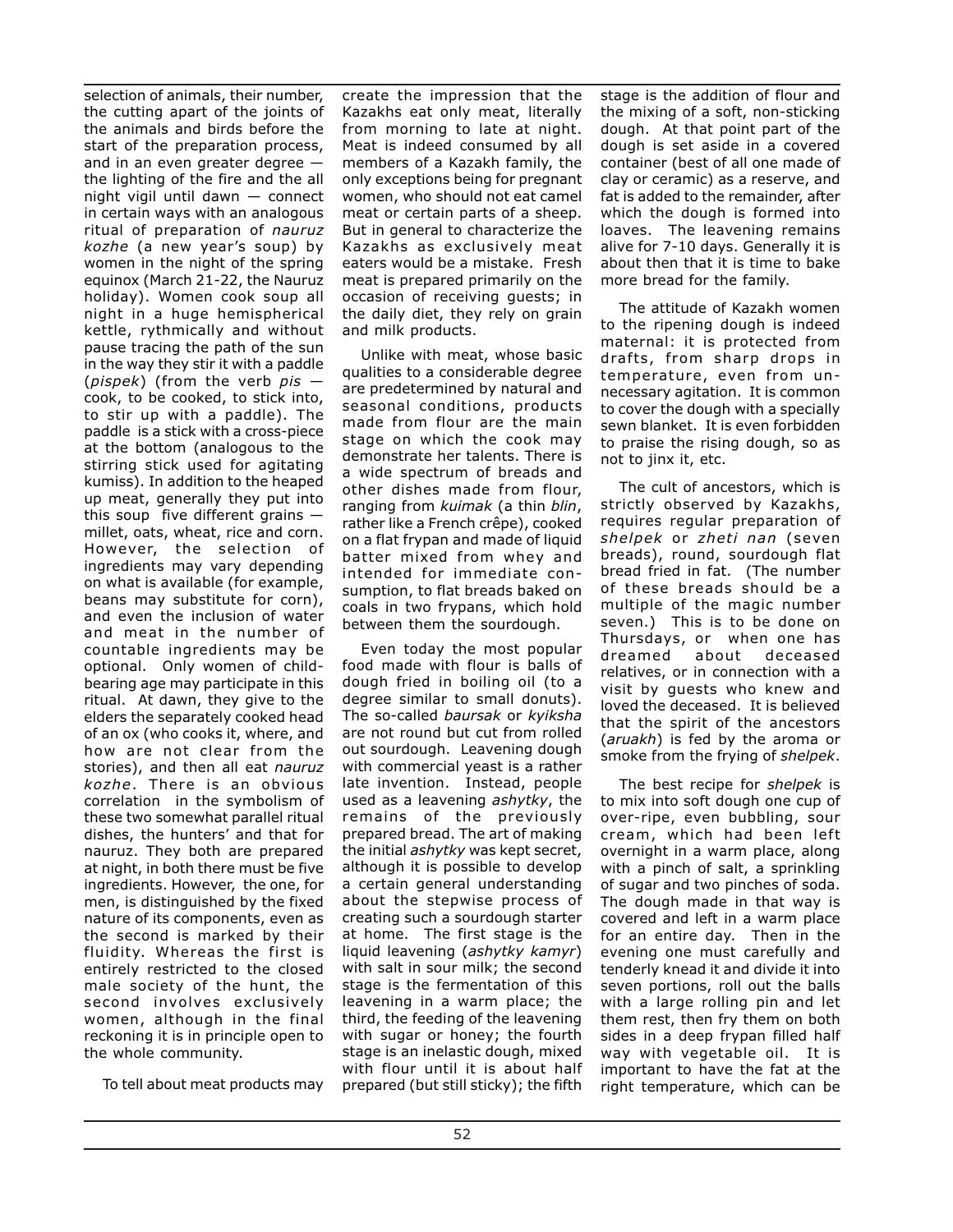selection of animals, their number, the cutting apart of the joints of the animals and birds before the start of the preparation process, and in an even greater degree — the lighting of the fire and the all night vigil until dawn — connect in certain ways with an analogous ritual of preparation of *nauruz kozhe* (a new year's soup) by women in the night of the spring equinox (March 21-22, the Nauruz holiday). Women cook soup all night in a huge hemispherical kettle, rythmically and without pause tracing the path of the sun in the way they stir it with a paddle (*pispek*) (from the verb *pis* — cook, to be cooked, to stick into, to stir up with a paddle). The paddle is a stick with a cross-piece at the bottom (analogous to the stirring stick used for agitating kumiss). In addition to the heaped up meat, generally they put into this soup five different grains — millet, oats, wheat, rice and corn. However, the selection of ingredients may vary depending on what is available (for example, beans may substitute for corn), and even the inclusion of water and meat in the number of countable ingredients may be optional. Only women of child-bearing age may participate in this ritual. At dawn, they give to the elders the separately cooked head of an ox (who cooks it, where, and how are not clear from the stories), and then all eat *nauruz kozhe*. There is an obvious correlation in the symbolism of these two somewhat parallel ritual dishes, the hunters' and that for nauruz. They both are prepared at night, in both there must be five ingredients. However, the one, for men, is distinguished by the fixed nature of its components, even as the second is marked by their fluidity. Whereas the first is entirely restricted to the closed male society of the hunt, the second involves exclusively women, although in the final reckoning it is in principle open to the whole community.

To tell about meat products may create the impression that the Kazakhs eat only meat, literally from morning to late at night. Meat is indeed consumed by all members of a Kazakh family, the only exceptions being for pregnant women, who should not eat camel meat or certain parts of a sheep. But in general to characterize the Kazakhs as exclusively meat eaters would be a mistake. Fresh meat is prepared primarily on the occasion of receiving guests; in the daily diet, they rely on grain and milk products.

Unlike with meat, whose basic qualities to a considerable degree are predetermined by natural and seasonal conditions, products made from flour are the main stage on which the cook may demonstrate her talents. There is a wide spectrum of breads and other dishes made from flour, ranging from *kuimak* (a thin *blin*, rather like a French crêpe), cooked on a flat frypan and made of liquid batter mixed from whey and intended for immediate consumption, to flat breads baked on coals in two frypans, which hold between them the sourdough.

Even today the most popular food made with flour is balls of dough fried in boiling oil (to a degree similar to small donuts). The so-called *baursak* or *kyiksha* are not round but cut from rolled out sourdough. Leavening dough with commercial yeast is a rather late invention. Instead, people used as a leavening *ashytky*, the remains of the previously prepared bread. The art of making the initial *ashytky* was kept secret, although it is possible to develop a certain general understanding about the stepwise process of creating such a sourdough starter at home. The first stage is the liquid leavening (*ashytky kamyr*) with salt in sour milk; the second stage is the fermentation of this leavening in a warm place; the third, the feeding of the leavening with sugar or honey; the fourth stage is an inelastic dough, mixed with flour until it is about half prepared (but still sticky); the fifth stage is the addition of flour and the mixing of a soft, non-sticking dough. At that point part of the dough is set aside in a covered container (best of all one made of clay or ceramic) as a reserve, and fat is added to the remainder, after which the dough is formed into loaves. The leavening remains alive for 7-10 days. Generally it is about then that it is time to bake more bread for the family.

The attitude of Kazakh women to the ripening dough is indeed maternal: it is protected from drafts, from sharp drops in temperature, even from unnecessary agitation. It is common to cover the dough with a specially sewn blanket. It is even forbidden to praise the rising dough, so as not to jinx it, etc.

The cult of ancestors, which is strictly observed by Kazakhs, requires regular preparation of *shelpek* or *zheti nan* (seven breads), round, sourdough flat bread fried in fat. (The number of these breads should be a multiple of the magic number seven.) This is to be done on Thursdays, or when one has dreamed about deceased relatives, or in connection with a visit by guests who knew and loved the deceased. It is believed that the spirit of the ancestors (*aruakh*) is fed by the aroma or smoke from the frying of *shelpek*.

The best recipe for *shelpek* is to mix into soft dough one cup of over-ripe, even bubbling, sour cream, which had been left overnight in a warm place, along with a pinch of salt, a sprinkling of sugar and two pinches of soda. The dough made in that way is covered and left in a warm place for an entire day. Then in the evening one must carefully and tenderly knead it and divide it into seven portions, roll out the balls with a large rolling pin and let them rest, then fry them on both sides in a deep frypan filled half way with vegetable oil. It is important to have the fat at the right temperature, which can be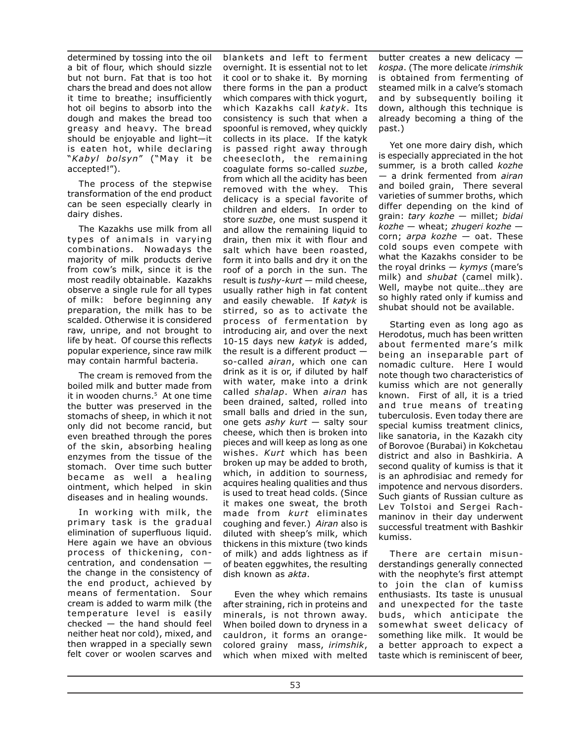determined by tossing into the oil a bit of flour, which should sizzle but not burn. Fat that is too hot chars the bread and does not allow it time to breathe; insufficiently hot oil begins to absorb into the dough and makes the bread too greasy and heavy. The bread should be enjoyable and light—it is eaten hot, while declaring "*Kabyl bolsyn*" ("May it be accepted!").

The process of the stepwise transformation of the end product can be seen especially clearly in dairy dishes.

The Kazakhs use milk from all types of animals in varying combinations. Nowadays the majority of milk products derive from cow's milk, since it is the most readily obtainable. Kazakhs observe a single rule for all types of milk: before beginning any preparation, the milk has to be scalded. Otherwise it is considered raw, unripe, and not brought to life by heat. Of course this reflects popular experience, since raw milk may contain harmful bacteria.

The cream is removed from the boiled milk and butter made from it in wooden churns.[5] At one time the butter was preserved in the stomachs of sheep, in which it not only did not become rancid, but even breathed through the pores of the skin, absorbing healing enzymes from the tissue of the stomach. Over time such butter became as well a healing ointment, which helped in skin diseases and in healing wounds.

In working with milk, the primary task is the gradual elimination of superfluous liquid. Here again we have an obvious process of thickening, concentration, and condensation — the change in the consistency of the end product, achieved by means of fermentation. Sour cream is added to warm milk (the temperature level is easily checked — the hand should feel neither heat nor cold), mixed, and then wrapped in a specially sewn felt cover or woolen scarves and blankets and left to ferment overnight. It is essential not to let it cool or to shake it. By morning there forms in the pan a product which compares with thick yogurt, which Kazakhs call *katyk*. Its consistency is such that when a spoonful is removed, whey quickly collects in its place. If the katyk is passed right away through cheesecloth, the remaining coagulate forms so-called *suzbe*, from which all the acidity has been removed with the whey. This delicacy is a special favorite of children and elders. In order to store *suzbe*, one must suspend it and allow the remaining liquid to drain, then mix it with flour and salt which have been roasted, form it into balls and dry it on the roof of a porch in the sun. The result is *tushy-kurt* — mild cheese, usually rather high in fat content and easily chewable. If *katyk* is stirred, so as to activate the process of fermentation by introducing air, and over the next 10-15 days new *katyk* is added, the result is a different product — so-called *airan*, which one can drink as it is or, if diluted by half with water, make into a drink called *shalap*. When *airan* has been drained, salted, rolled into small balls and dried in the sun, one gets *ashy kurt* — salty sour cheese, which then is broken into pieces and will keep as long as one wishes. *Kurt* which has been broken up may be added to broth, which, in addition to sourness, acquires healing qualities and thus is used to treat head colds. (Since it makes one sweat, the broth made from *kurt* eliminates coughing and fever.) *Airan* also is diluted with sheep's milk, which thickens in this mixture (two kinds of milk) and adds lightness as if of beaten eggwhites, the resulting dish known as *akta*.

Even the whey which remains after straining, rich in proteins and minerals, is not thrown away. When boiled down to dryness in a cauldron, it forms an orange-colored grainy mass, *irimshik*, which when mixed with melted butter creates a new delicacy — *kospa*. (The more delicate *irimshik* is obtained from fermenting of steamed milk in a calve's stomach and by subsequently boiling it down, although this technique is already becoming a thing of the past.)

Yet one more dairy dish, which is especially appreciated in the hot summer, is a broth called *kozhe* — a drink fermented from *airan* and boiled grain, There several varieties of summer broths, which differ depending on the kind of grain: *tary kozhe* — millet; *bidai kozhe* — wheat; *zhugeri kozhe* — corn; *arpa kozhe* — oat. These cold soups even compete with what the Kazakhs consider to be the royal drinks — *kymys* (mare's milk) and *shubat* (camel milk). Well, maybe not quite…they are so highly rated only if kumiss and shubat should not be available.

Starting even as long ago as Herodotus, much has been written about fermented mare's milk being an inseparable part of nomadic culture. Here I would note though two characteristics of kumiss which are not generally known. First of all, it is a tried and true means of treating tuberculosis. Even today there are special kumiss treatment clinics, like sanatoria, in the Kazakh city of Borovoe (Burabai) in Kokchetau district and also in Bashkiria. A second quality of kumiss is that it is an aphrodisiac and remedy for impotence and nervous disorders. Such giants of Russian culture as Lev Tolstoi and Sergei Rachmaninov in their day underwent successful treatment with Bashkir kumiss.

There are certain misunderstandings generally connected with the neophyte's first attempt to join the clan of kumiss enthusiasts. Its taste is unusual and unexpected for the taste buds, which anticipate the somewhat sweet delicacy of something like milk. It would be a better approach to expect a taste which is reminiscent of beer,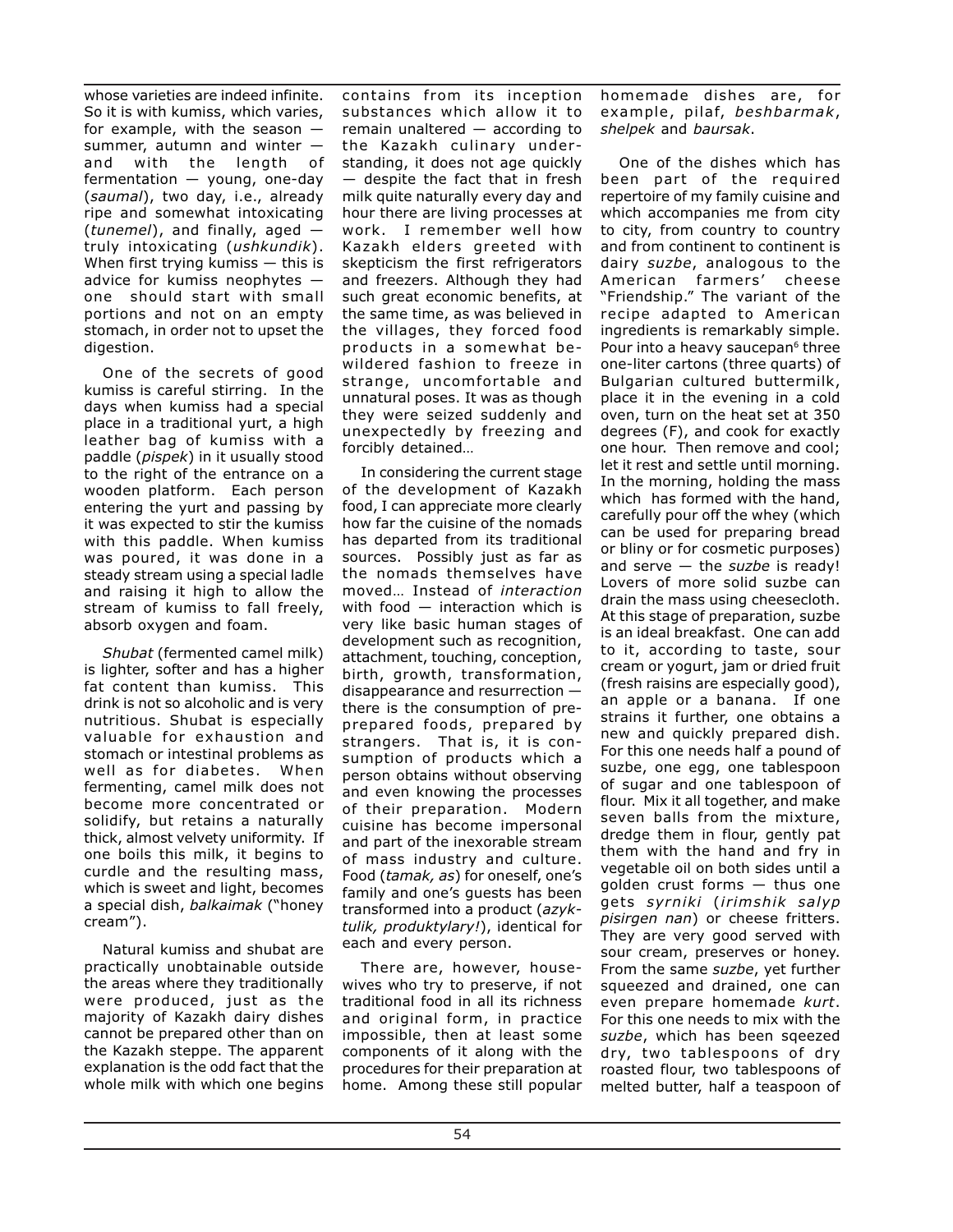whose varieties are indeed infinite. So it is with kumiss, which varies, for example, with the season — summer, autumn and winter — and with the length of fermentation — young, one-day (*saumal*), two day, i.e., already ripe and somewhat intoxicating (*tunemel*), and finally, aged — truly intoxicating (*ushkundik*). When first trying kumiss — this is advice for kumiss neophytes — one should start with small portions and not on an empty stomach, in order not to upset the digestion.

One of the secrets of good kumiss is careful stirring. In the days when kumiss had a special place in a traditional yurt, a high leather bag of kumiss with a paddle (*pispek*) in it usually stood to the right of the entrance on a wooden platform. Each person entering the yurt and passing by it was expected to stir the kumiss with this paddle. When kumiss was poured, it was done in a steady stream using a special ladle and raising it high to allow the stream of kumiss to fall freely, absorb oxygen and foam.

*Shubat* (fermented camel milk) is lighter, softer and has a higher fat content than kumiss. This drink is not so alcoholic and is very nutritious. Shubat is especially valuable for exhaustion and stomach or intestinal problems as well as for diabetes. When fermenting, camel milk does not become more concentrated or solidify, but retains a naturally thick, almost velvety uniformity. If one boils this milk, it begins to curdle and the resulting mass, which is sweet and light, becomes a special dish, *balkaimak* ("honey cream").

Natural kumiss and shubat are practically unobtainable outside the areas where they traditionally were produced, just as the majority of Kazakh dairy dishes cannot be prepared other than on the Kazakh steppe. The apparent explanation is the odd fact that the whole milk with which one begins contains from its inception substances which allow it to remain unaltered — according to the Kazakh culinary understanding, it does not age quickly — despite the fact that in fresh milk quite naturally every day and hour there are living processes at work. I remember well how Kazakh elders greeted with skepticism the first refrigerators and freezers. Although they had such great economic benefits, at the same time, as was believed in the villages, they forced food products in a somewhat bewildered fashion to freeze in strange, uncomfortable and unnatural poses. It was as though they were seized suddenly and unexpectedly by freezing and forcibly detained…

In considering the current stage of the development of Kazakh food, I can appreciate more clearly how far the cuisine of the nomads has departed from its traditional sources. Possibly just as far as the nomads themselves have moved… Instead of *interaction* with food — interaction which is very like basic human stages of development such as recognition, attachment, touching, conception, birth, growth, transformation, disappearance and resurrection — there is the consumption of pre-prepared foods, prepared by strangers. That is, it is consumption of products which a person obtains without observing and even knowing the processes of their preparation. Modern cuisine has become impersonal and part of the inexorable stream of mass industry and culture. Food (*tamak, as*) for oneself, one's family and one's guests has been transformed into a product (*azyktulik, produktylary!*), identical for each and every person.

There are, however, housewives who try to preserve, if not traditional food in all its richness and original form, in practice impossible, then at least some components of it along with the procedures for their preparation at home. Among these still popular homemade dishes are, for example, pilaf, *beshbarmak*, *shelpek* and *baursak*.

One of the dishes which has been part of the required repertoire of my family cuisine and which accompanies me from city to city, from country to country and from continent to continent is dairy *suzbe*, analogous to the American farmers' cheese "Friendship." The variant of the recipe adapted to American ingredients is remarkably simple. Pour into a heavy saucepan[6] three one-liter cartons (three quarts) of Bulgarian cultured buttermilk, place it in the evening in a cold oven, turn on the heat set at 350 degrees (F), and cook for exactly one hour. Then remove and cool; let it rest and settle until morning. In the morning, holding the mass which has formed with the hand, carefully pour off the whey (which can be used for preparing bread or bliny or for cosmetic purposes) and serve — the *suzbe* is ready! Lovers of more solid suzbe can drain the mass using cheesecloth. At this stage of preparation, suzbe is an ideal breakfast. One can add to it, according to taste, sour cream or yogurt, jam or dried fruit (fresh raisins are especially good), an apple or a banana. If one strains it further, one obtains a new and quickly prepared dish. For this one needs half a pound of suzbe, one egg, one tablespoon of sugar and one tablespoon of flour. Mix it all together, and make seven balls from the mixture, dredge them in flour, gently pat them with the hand and fry in vegetable oil on both sides until a golden crust forms — thus one gets *syrniki* (*irimshik salyp pisirgen nan*) or cheese fritters. They are very good served with sour cream, preserves or honey. From the same *suzbe*, yet further squeezed and drained, one can even prepare homemade *kurt*. For this one needs to mix with the *suzbe*, which has been sqeezed dry, two tablespoons of dry roasted flour, two tablespoons of melted butter, half a teaspoon of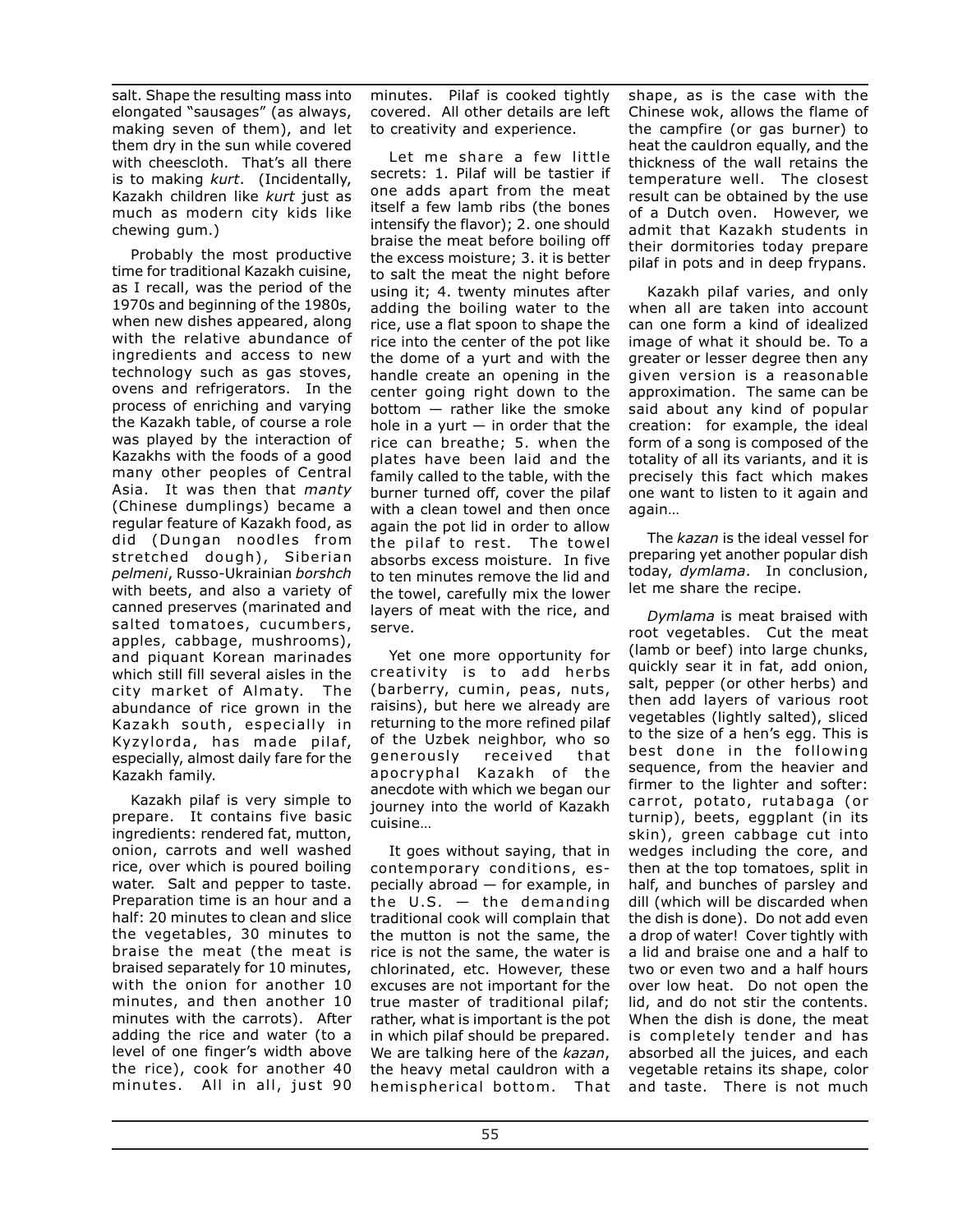salt. Shape the resulting mass into elongated "sausages" (as always, making seven of them), and let them dry in the sun while covered with cheescloth. That's all there is to making *kurt*. (Incidentally, Kazakh children like *kurt* just as much as modern city kids like chewing gum.)

Probably the most productive time for traditional Kazakh cuisine, as I recall, was the period of the 1970s and beginning of the 1980s, when new dishes appeared, along with the relative abundance of ingredients and access to new technology such as gas stoves, ovens and refrigerators. In the process of enriching and varying the Kazakh table, of course a role was played by the interaction of Kazakhs with the foods of a good many other peoples of Central Asia. It was then that *manty* (Chinese dumplings) became a regular feature of Kazakh food, as did (Dungan noodles from stretched dough), Siberian *pelmeni*, Russo-Ukrainian *borshch* with beets, and also a variety of canned preserves (marinated and salted tomatoes, cucumbers, apples, cabbage, mushrooms), and piquant Korean marinades which still fill several aisles in the city market of Almaty. The abundance of rice grown in the Kazakh south, especially in Kyzylorda, has made pilaf, especially, almost daily fare for the Kazakh family.

Kazakh pilaf is very simple to prepare. It contains five basic ingredients: rendered fat, mutton, onion, carrots and well washed rice, over which is poured boiling water. Salt and pepper to taste. Preparation time is an hour and a half: 20 minutes to clean and slice the vegetables, 30 minutes to braise the meat (the meat is braised separately for 10 minutes, with the onion for another 10 minutes, and then another 10 minutes with the carrots). After adding the rice and water (to a level of one finger's width above the rice), cook for another 40 minutes. All in all, just 90 minutes. Pilaf is cooked tightly covered. All other details are left to creativity and experience.

Let me share a few little secrets: 1. Pilaf will be tastier if one adds apart from the meat itself a few lamb ribs (the bones intensify the flavor); 2. one should braise the meat before boiling off the excess moisture; 3. it is better to salt the meat the night before using it; 4. twenty minutes after adding the boiling water to the rice, use a flat spoon to shape the rice into the center of the pot like the dome of a yurt and with the handle create an opening in the center going right down to the bottom — rather like the smoke hole in a yurt — in order that the rice can breathe; 5. when the plates have been laid and the family called to the table, with the burner turned off, cover the pilaf with a clean towel and then once again the pot lid in order to allow the pilaf to rest. The towel absorbs excess moisture. In five to ten minutes remove the lid and the towel, carefully mix the lower layers of meat with the rice, and serve.

Yet one more opportunity for creativity is to add herbs (barberry, cumin, peas, nuts, raisins), but here we already are returning to the more refined pilaf of the Uzbek neighbor, who so generously received that apocryphal Kazakh of the anecdote with which we began our journey into the world of Kazakh cuisine…

It goes without saying, that in contemporary conditions, especially abroad — for example, in the U.S. — the demanding traditional cook will complain that the mutton is not the same, the rice is not the same, the water is chlorinated, etc. However, these excuses are not important for the true master of traditional pilaf; rather, what is important is the pot in which pilaf should be prepared. We are talking here of the *kazan*, the heavy metal cauldron with a hemispherical bottom. That shape, as is the case with the Chinese wok, allows the flame of the campfire (or gas burner) to heat the cauldron equally, and the thickness of the wall retains the temperature well. The closest result can be obtained by the use of a Dutch oven. However, we admit that Kazakh students in their dormitories today prepare pilaf in pots and in deep frypans.

Kazakh pilaf varies, and only when all are taken into account can one form a kind of idealized image of what it should be. To a greater or lesser degree then any given version is a reasonable approximation. The same can be said about any kind of popular creation: for example, the ideal form of a song is composed of the totality of all its variants, and it is precisely this fact which makes one want to listen to it again and again…

The *kazan* is the ideal vessel for preparing yet another popular dish today, *dymlama*. In conclusion, let me share the recipe.

*Dymlama* is meat braised with root vegetables. Cut the meat (lamb or beef) into large chunks, quickly sear it in fat, add onion, salt, pepper (or other herbs) and then add layers of various root vegetables (lightly salted), sliced to the size of a hen's egg. This is best done in the following sequence, from the heavier and firmer to the lighter and softer: carrot, potato, rutabaga (or turnip), beets, eggplant (in its skin), green cabbage cut into wedges including the core, and then at the top tomatoes, split in half, and bunches of parsley and dill (which will be discarded when the dish is done). Do not add even a drop of water! Cover tightly with a lid and braise one and a half to two or even two and a half hours over low heat. Do not open the lid, and do not stir the contents. When the dish is done, the meat is completely tender and has absorbed all the juices, and each vegetable retains its shape, color and taste. There is not much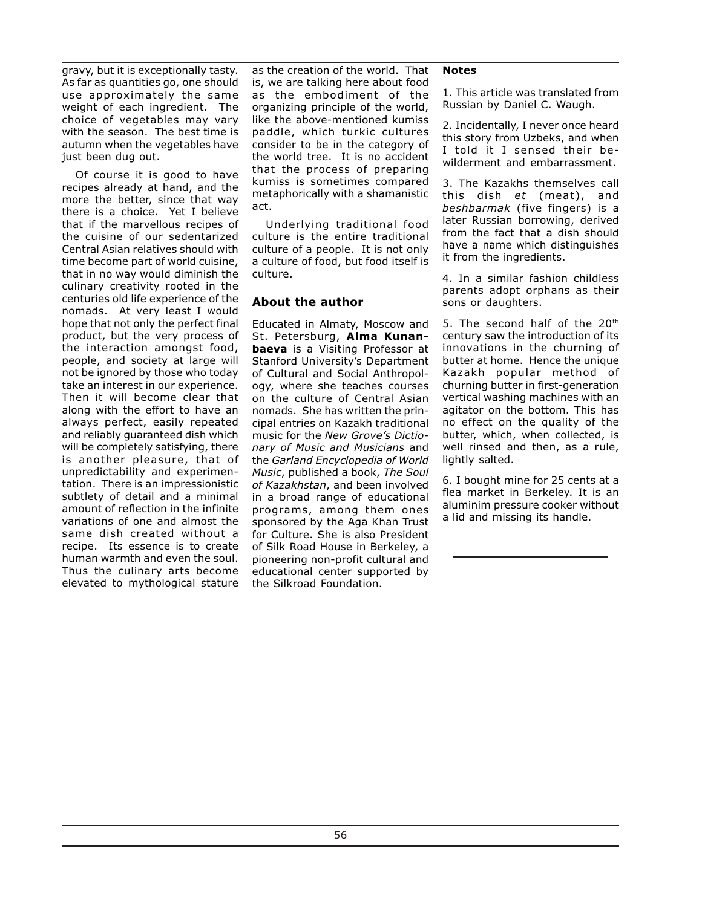gravy, but it is exceptionally tasty. As far as quantities go, one should use approximately the same weight of each ingredient. The choice of vegetables may vary with the season. The best time is autumn when the vegetables have just been dug out.

Of course it is good to have recipes already at hand, and the more the better, since that way there is a choice. Yet I believe that if the marvellous recipes of the cuisine of our sedentarized Central Asian relatives should with time become part of world cuisine, that in no way would diminish the culinary creativity rooted in the centuries old life experience of the nomads. At very least I would hope that not only the perfect final product, but the very process of the interaction amongst food, people, and society at large will not be ignored by those who today take an interest in our experience. Then it will become clear that along with the effort to have an always perfect, easily repeated and reliably guaranteed dish which will be completely satisfying, there is another pleasure, that of unpredictability and experimentation. There is an impressionistic subtlety of detail and a minimal amount of reflection in the infinite variations of one and almost the same dish created without a recipe. Its essence is to create human warmth and even the soul. Thus the culinary arts become elevated to mythological stature as the creation of the world. That is, we are talking here about food as the embodiment of the organizing principle of the world, like the above-mentioned kumiss paddle, which turkic cultures consider to be in the category of the world tree. It is no accident that the process of preparing kumiss is sometimes compared metaphorically with a shamanistic act.

Underlying traditional food culture is the entire traditional culture of a people. It is not only a culture of food, but food itself is culture.

## About the author

Educated in Almaty, Moscow and St. Petersburg, **Alma Kunanbaeva** is a Visiting Professor at Stanford University's Department of Cultural and Social Anthropology, where she teaches courses on the culture of Central Asian nomads. She has written the principal entries on Kazakh traditional music for the *New Grove's Dictionary of Music and Musicians* and the *Garland Encyclopedia of World Music*, published a book, *The Soul of Kazakhstan*, and been involved in a broad range of educational programs, among them ones sponsored by the Aga Khan Trust for Culture. She is also President of Silk Road House in Berkeley, a pioneering non-profit cultural and educational center supported by the Silkroad Foundation.

**Notes**

1. This article was translated from Russian by Daniel C. Waugh.

2. Incidentally, I never once heard this story from Uzbeks, and when I told it I sensed their bewilderment and embarrassment.

3. The Kazakhs themselves call this dish *et* (meat), and *beshbarmak* (five fingers) is a later Russian borrowing, derived from the fact that a dish should have a name which distinguishes it from the ingredients.

4. In a similar fashion childless parents adopt orphans as their sons or daughters.

5. The second half of the 20th century saw the introduction of its innovations in the churning of butter at home. Hence the unique Kazakh popular method of churning butter in first-generation vertical washing machines with an agitator on the bottom. This has no effect on the quality of the butter, which, when collected, is well rinsed and then, as a rule, lightly salted.

6. I bought mine for 25 cents at a flea market in Berkeley. It is an aluminim pressure cooker without a lid and missing its handle.